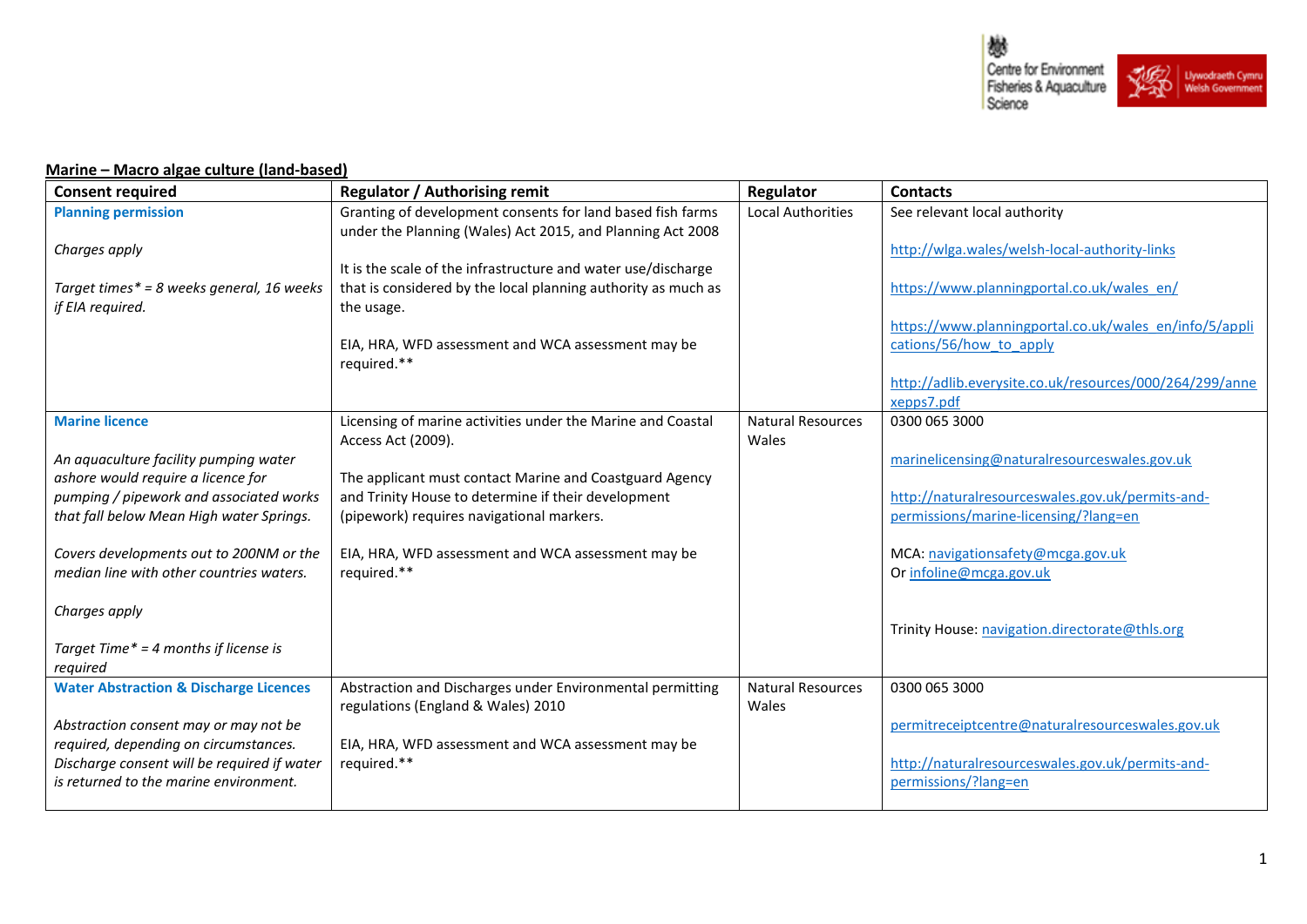**Marine – Macro algae culture (land-based)**

| Consent required | Regulator / Authorising remit | Regulator | Contacts |
|---|---|---|---|
| **Planning permission**<br><br>*Charges apply*<br><br>*Target times* = 8 weeks general, 16 weeks if EIA required.* | Granting of development consents for land based fish farms under the Planning (Wales) Act 2015, and Planning Act 2008<br><br>It is the scale of the infrastructure and water use/discharge that is considered by the local planning authority as much as the usage.<br><br>EIA, HRA, WFD assessment and WCA assessment may be required.** | Local Authorities | See relevant local authority<br><br>http://wlga.wales/welsh-local-authority-links<br><br>https://www.planningportal.co.uk/wales_en/<br><br>https://www.planningportal.co.uk/wales_en/info/5/applications/56/how_to_apply<br><br>http://adlib.everysite.co.uk/resources/000/264/299/annexepps7.pdf |
| **Marine licence**<br><br>*An aquaculture facility pumping water ashore would require a licence for pumping / pipework and associated works that fall below Mean High water Springs.*<br><br>*Covers developments out to 200NM or the median line with other countries waters.*<br><br>*Charges apply*<br><br>*Target Time* = 4 months if license is required* | Licensing of marine activities under the Marine and Coastal Access Act (2009).<br><br>The applicant must contact Marine and Coastguard Agency and Trinity House to determine if their development (pipework) requires navigational markers.<br><br>EIA, HRA, WFD assessment and WCA assessment may be required.** | Natural Resources Wales | 0300 065 3000<br><br>marinelicensing@naturalresourceswales.gov.uk<br><br>http://naturalresourceswales.gov.uk/permits-and-permissions/marine-licensing/?lang=en<br><br>MCA: navigationsafety@mcga.gov.uk<br>Or infoline@mcga.gov.uk<br><br>Trinity House: navigation.directorate@thls.org |
| **Water Abstraction & Discharge Licences**<br><br>*Abstraction consent may or may not be required, depending on circumstances. Discharge consent will be required if water is returned to the marine environment.* | Abstraction and Discharges under Environmental permitting regulations (England & Wales) 2010<br><br>EIA, HRA, WFD assessment and WCA assessment may be required.** | Natural Resources Wales | 0300 065 3000<br><br>permitreceiptcentre@naturalresourceswales.gov.uk<br><br>http://naturalresourceswales.gov.uk/permits-and-permissions/?lang=en |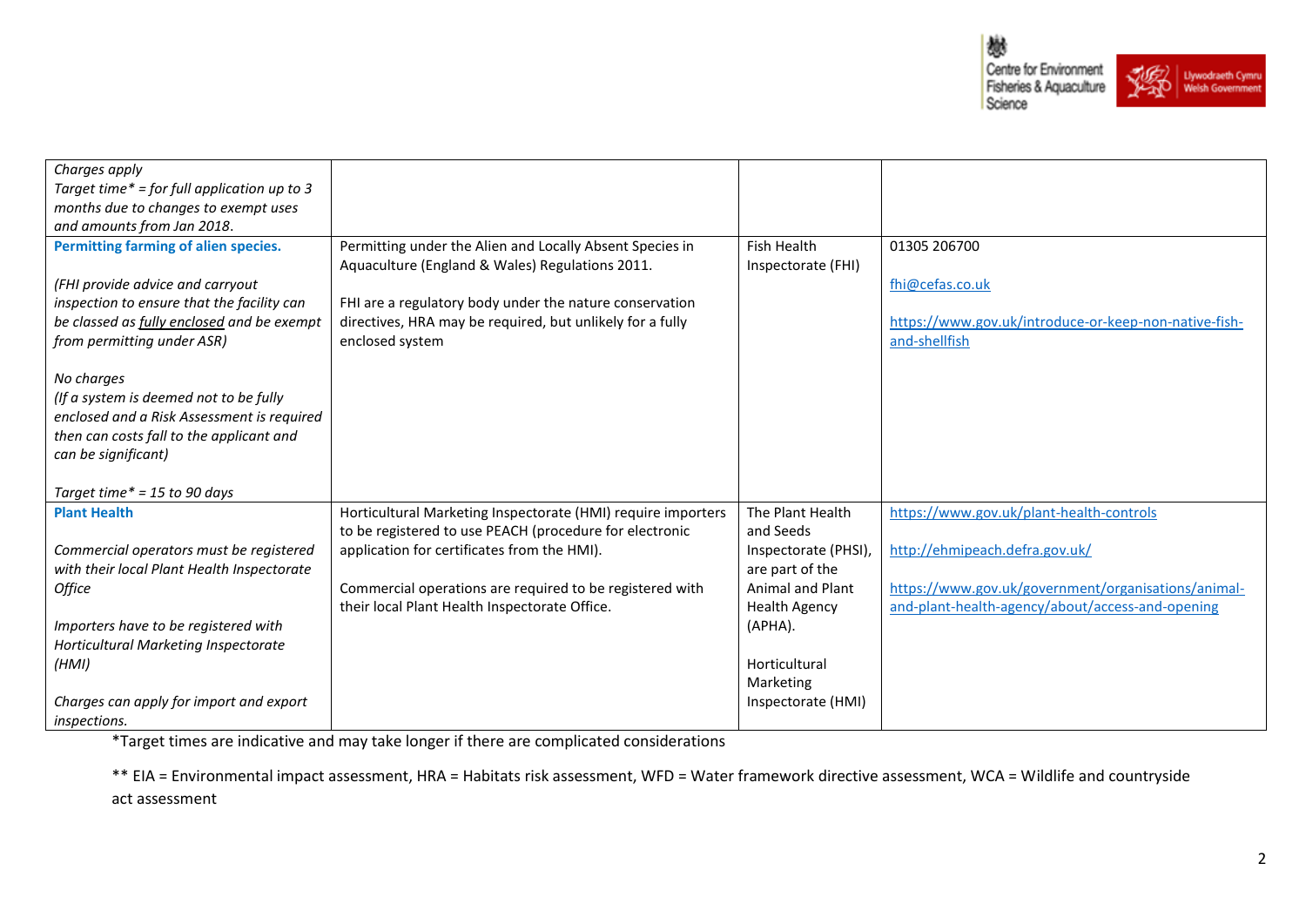| | | | |
|---|---|---|---|
| *Charges apply*<br>*Target time* = for full application up to 3 months due to changes to exempt uses and amounts from Jan 2018.* | | | |
| **Permitting farming of alien species.**<br><br>*(FHI provide advice and carryout inspection to ensure that the facility can be classed as fully enclosed and be exempt from permitting under ASR)*<br><br>*No charges*<br>*(If a system is deemed not to be fully enclosed and a Risk Assessment is required then can costs fall to the applicant and can be significant)*<br><br>*Target time* = 15 to 90 days* | Permitting under the Alien and Locally Absent Species in Aquaculture (England & Wales) Regulations 2011.<br><br>FHI are a regulatory body under the nature conservation directives, HRA may be required, but unlikely for a fully enclosed system | Fish Health Inspectorate (FHI) | 01305 206700<br><br>fhi@cefas.co.uk<br><br>https://www.gov.uk/introduce-or-keep-non-native-fish-and-shellfish |
| **Plant Health**<br><br>*Commercial operators must be registered with their local Plant Health Inspectorate Office*<br><br>*Importers have to be registered with Horticultural Marketing Inspectorate (HMI)*<br><br>*Charges can apply for import and export inspections.* | Horticultural Marketing Inspectorate (HMI) require importers to be registered to use PEACH (procedure for electronic application for certificates from the HMI).<br><br>Commercial operations are required to be registered with their local Plant Health Inspectorate Office. | The Plant Health and Seeds Inspectorate (PHSI), are part of the Animal and Plant Health Agency (APHA).<br><br>Horticultural Marketing Inspectorate (HMI) | https://www.gov.uk/plant-health-controls<br><br>http://ehmipeach.defra.gov.uk/<br><br>https://www.gov.uk/government/organisations/animal-and-plant-health-agency/about/access-and-opening |

*Target times are indicative and may take longer if there are complicated considerations

** EIA = Environmental impact assessment, HRA = Habitats risk assessment, WFD = Water framework directive assessment, WCA = Wildlife and countryside act assessment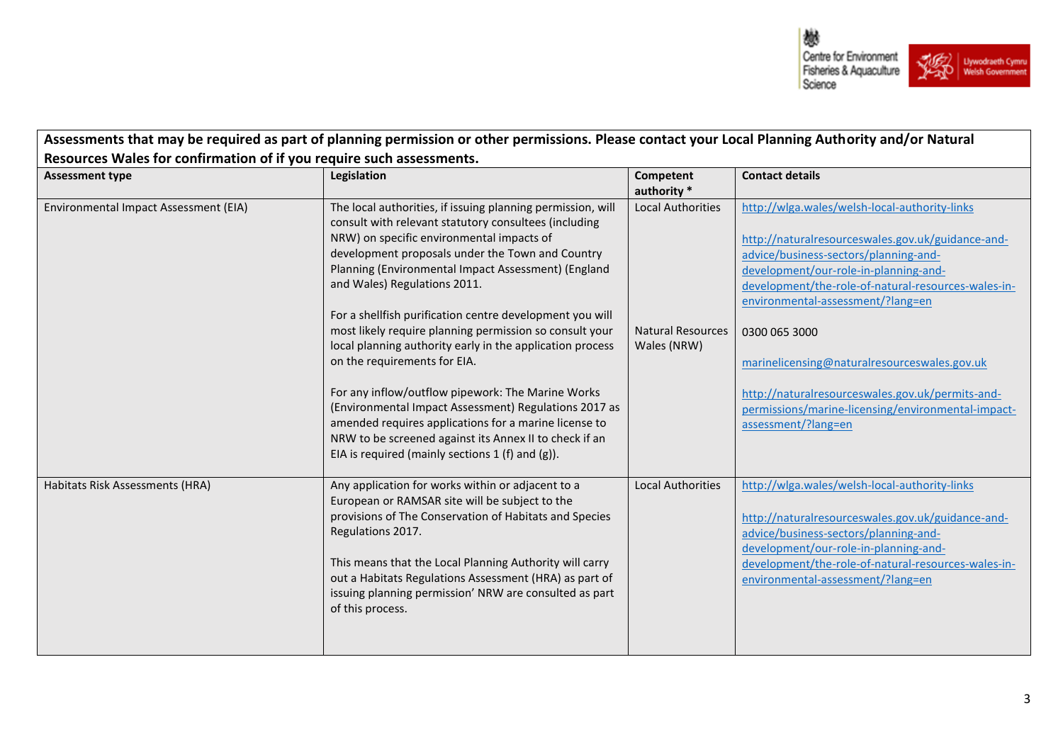**Assessments that may be required as part of planning permission or other permissions. Please contact your Local Planning Authority and/or Natural Resources Wales for confirmation of if you require such assessments.**

| Assessment type | Legislation | Competent authority * | Contact details |
|---|---|---|---|
| Environmental Impact Assessment (EIA) | The local authorities, if issuing planning permission, will consult with relevant statutory consultees (including NRW) on specific environmental impacts of development proposals under the Town and Country Planning (Environmental Impact Assessment) (England and Wales) Regulations 2011.<br><br>For a shellfish purification centre development you will most likely require planning permission so consult your local planning authority early in the application process on the requirements for EIA.<br><br>For any inflow/outflow pipework: The Marine Works (Environmental Impact Assessment) Regulations 2017 as amended requires applications for a marine license to NRW to be screened against its Annex II to check if an EIA is required (mainly sections 1 (f) and (g)). | Local Authorities<br><br>Natural Resources Wales (NRW) | http://wlga.wales/welsh-local-authority-links<br><br>http://naturalresourceswales.gov.uk/guidance-and-advice/business-sectors/planning-and-development/our-role-in-planning-and-development/the-role-of-natural-resources-wales-in-environmental-assessment/?lang=en<br><br>0300 065 3000<br><br>marinelicensing@naturalresourceswales.gov.uk<br><br>http://naturalresourceswales.gov.uk/permits-and-permissions/marine-licensing/environmental-impact-assessment/?lang=en |
| Habitats Risk Assessments (HRA) | Any application for works within or adjacent to a European or RAMSAR site will be subject to the provisions of The Conservation of Habitats and Species Regulations 2017.<br><br>This means that the Local Planning Authority will carry out a Habitats Regulations Assessment (HRA) as part of issuing planning permission' NRW are consulted as part of this process. | Local Authorities | http://wlga.wales/welsh-local-authority-links<br><br>http://naturalresourceswales.gov.uk/guidance-and-advice/business-sectors/planning-and-development/our-role-in-planning-and-development/the-role-of-natural-resources-wales-in-environmental-assessment/?lang=en |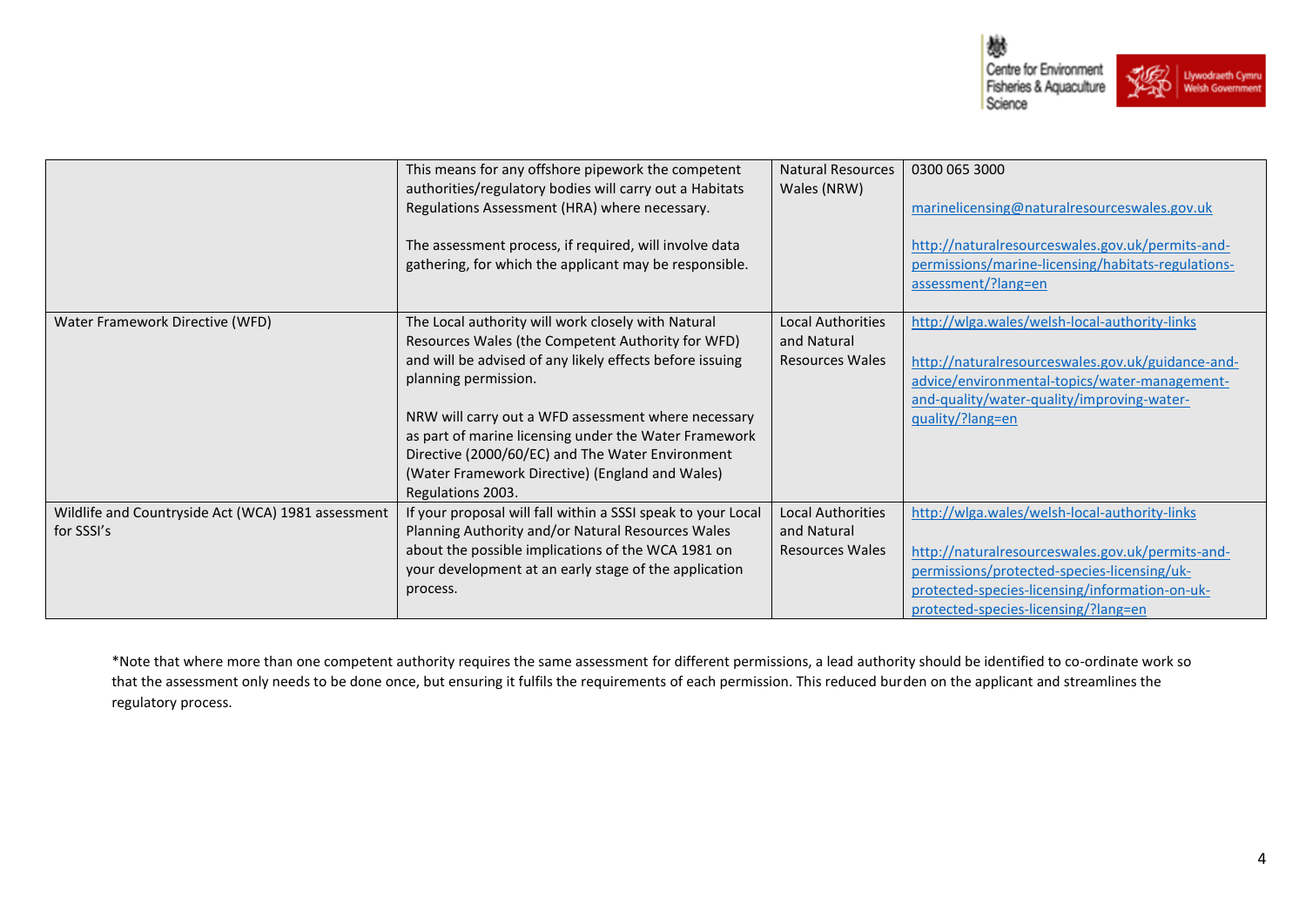| | | | |
|---|---|---|---|
| | This means for any offshore pipework the competent authorities/regulatory bodies will carry out a Habitats Regulations Assessment (HRA) where necessary.<br><br>The assessment process, if required, will involve data gathering, for which the applicant may be responsible. | Natural Resources Wales (NRW) | 0300 065 3000<br><br>marinelicensing@naturalresourceswales.gov.uk<br><br>http://naturalresourceswales.gov.uk/permits-and-permissions/marine-licensing/habitats-regulations-assessment/?lang=en |
| Water Framework Directive (WFD) | The Local authority will work closely with Natural Resources Wales (the Competent Authority for WFD) and will be advised of any likely effects before issuing planning permission.<br><br>NRW will carry out a WFD assessment where necessary as part of marine licensing under the Water Framework Directive (2000/60/EC) and The Water Environment (Water Framework Directive) (England and Wales) Regulations 2003. | Local Authorities and Natural Resources Wales | http://wlga.wales/welsh-local-authority-links<br><br>http://naturalresourceswales.gov.uk/guidance-and-advice/environmental-topics/water-management-and-quality/water-quality/improving-water-quality/?lang=en |
| Wildlife and Countryside Act (WCA) 1981 assessment for SSSI's | If your proposal will fall within a SSSI speak to your Local Planning Authority and/or Natural Resources Wales about the possible implications of the WCA 1981 on your development at an early stage of the application process. | Local Authorities and Natural Resources Wales | http://wlga.wales/welsh-local-authority-links<br><br>http://naturalresourceswales.gov.uk/permits-and-permissions/protected-species-licensing/uk-protected-species-licensing/information-on-uk-protected-species-licensing/?lang=en |

*Note that where more than one competent authority requires the same assessment for different permissions, a lead authority should be identified to co-ordinate work so that the assessment only needs to be done once, but ensuring it fulfils the requirements of each permission. This reduced burden on the applicant and streamlines the regulatory process.